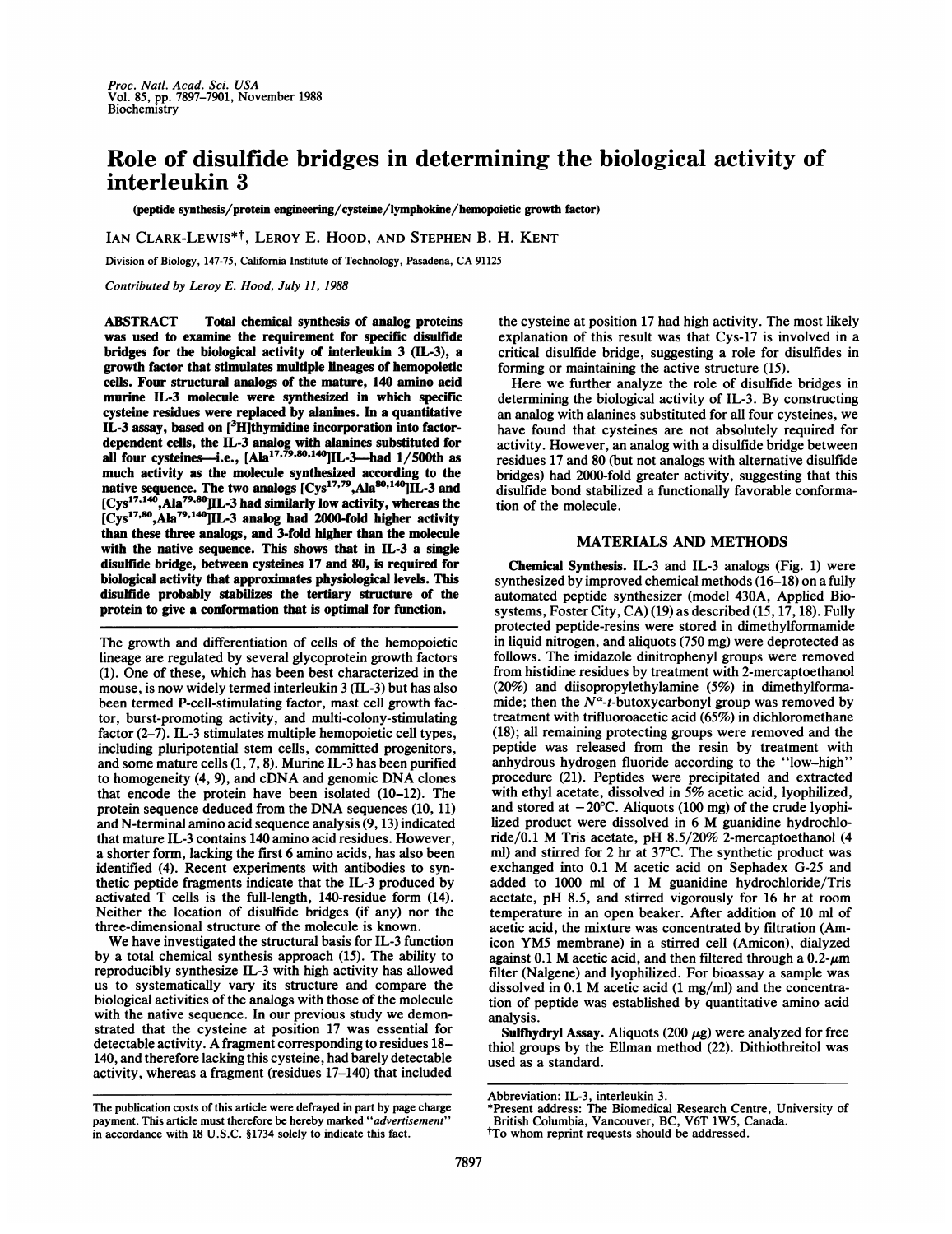# Role of disulfide bridges in determining the biological activity of interleukin 3

(peptide synthesis/protein engineering/cysteine/lymphokine/hemopoietic growth factor)

IAN CLARK-LEWIS*†, LEROY E. HOOD, AND STEPHEN B. H. KENT

Division of Biology, 147-75, California Institute of Technology, Pasadena, CA 91125

*Contributed by Leroy E. Hood, July 11, 1988*

**ABSTRACT** Total chemical synthesis of analog proteins was used to examine the requirement for specific disulfide bridges for the biological activity of interleukin 3 (IL-3), a growth factor that stimulates multiple lineages of hemopoietic cells. Four structural analogs of the mature, 140 amino acid murine IL-3 molecule were synthesized in which specific cysteine residues were replaced by alanines. In a quantitative IL-3 assay, based on [$^3$H]thymidine incorporation into factor-dependent cells, the IL-3 analog with alanines substituted for all four cysteines—i.e., [Ala$^{17,79,80,140}$]IL-3—had 1/500th as much activity as the molecule synthesized according to the native sequence. The two analogs [Cys$^{17,79}$,Ala$^{80,140}$]IL-3 and [Cys$^{17,140}$,Ala$^{79,80}$]IL-3 had similarly low activity, whereas the [Cys$^{17,80}$,Ala$^{79,140}$]IL-3 analog had 2000-fold higher activity than these three analogs, and 3-fold higher than the molecule with the native sequence. This shows that in IL-3 a single disulfide bridge, between cysteines 17 and 80, is required for biological activity that approximates physiological levels. This disulfide probably stabilizes the tertiary structure of the protein to give a conformation that is optimal for function.

The growth and differentiation of cells of the hemopoietic lineage are regulated by several glycoprotein growth factors (1). One of these, which has been best characterized in the mouse, is now widely termed interleukin 3 (IL-3) but has also been termed P-cell-stimulating factor, mast cell growth factor, burst-promoting activity, and multi-colony-stimulating factor (2–7). IL-3 stimulates multiple hemopoietic cell types, including pluripotential stem cells, committed progenitors, and some mature cells (1, 7, 8). Murine IL-3 has been purified to homogeneity (4, 9), and cDNA and genomic DNA clones that encode the protein have been isolated (10–12). The protein sequence deduced from the DNA sequences (10, 11) and N-terminal amino acid sequence analysis (9, 13) indicated that mature IL-3 contains 140 amino acid residues. However, a shorter form, lacking the first 6 amino acids, has also been identified (4). Recent experiments with antibodies to synthetic peptide fragments indicate that the IL-3 produced by activated T cells is the full-length, 140-residue form (14). Neither the location of disulfide bridges (if any) nor the three-dimensional structure of the molecule is known.

We have investigated the structural basis for IL-3 function by a total chemical synthesis approach (15). The ability to reproducibly synthesize IL-3 with high activity has allowed us to systematically vary its structure and compare the biological activities of the analogs with those of the molecule with the native sequence. In our previous study we demonstrated that the cysteine at position 17 was essential for detectable activity. A fragment corresponding to residues 18–140, and therefore lacking this cysteine, had barely detectable activity, whereas a fragment (residues 17–140) that included the cysteine at position 17 had high activity. The most likely explanation of this result was that Cys-17 is involved in a critical disulfide bridge, suggesting a role for disulfides in forming or maintaining the active structure (15).

Here we further analyze the role of disulfide bridges in determining the biological activity of IL-3. By constructing an analog with alanines substituted for all four cysteines, we have found that cysteines are not absolutely required for activity. However, an analog with a disulfide bridge between residues 17 and 80 (but not analogs with alternative disulfide bridges) had 2000-fold greater activity, suggesting that this disulfide bond stabilized a functionally favorable conformation of the molecule.

## MATERIALS AND METHODS

**Chemical Synthesis.** IL-3 and IL-3 analogs (Fig. 1) were synthesized by improved chemical methods (16–18) on a fully automated peptide synthesizer (model 430A, Applied Biosystems, Foster City, CA) (19) as described (15, 17, 18). Fully protected peptide-resins were stored in dimethylformamide in liquid nitrogen, and aliquots (750 mg) were deprotected as follows. The imidazole dinitrophenyl groups were removed from histidine residues by treatment with 2-mercaptoethanol (20%) and diisopropylethylamine (5%) in dimethylformamide; then the $N^{\alpha}$-*t*-butoxycarbonyl group was removed by treatment with trifluoroacetic acid (65%) in dichloromethane (18); all remaining protecting groups were removed and the peptide was released from the resin by treatment with anhydrous hydrogen fluoride according to the "low-high" procedure (21). Peptides were precipitated and extracted with ethyl acetate, dissolved in 5% acetic acid, lyophilized, and stored at −20°C. Aliquots (100 mg) of the crude lyophilized product were dissolved in 6 M guanidine hydrochloride/0.1 M Tris acetate, pH 8.5/20% 2-mercaptoethanol (4 ml) and stirred for 2 hr at 37°C. The synthetic product was exchanged into 0.1 M acetic acid on Sephadex G-25 and added to 1000 ml of 1 M guanidine hydrochloride/Tris acetate, pH 8.5, and stirred vigorously for 16 hr at room temperature in an open beaker. After addition of 10 ml of acetic acid, the mixture was concentrated by filtration (Amicon YM5 membrane) in a stirred cell (Amicon), dialyzed against 0.1 M acetic acid, and then filtered through a 0.2-μm filter (Nalgene) and lyophilized. For bioassay a sample was dissolved in 0.1 M acetic acid (1 mg/ml) and the concentration of peptide was established by quantitative amino acid analysis.

**Sulfhydryl Assay.** Aliquots (200 μg) were analyzed for free thiol groups by the Ellman method (22). Dithiothreitol was used as a standard.

The publication costs of this article were defrayed in part by page charge payment. This article must therefore be hereby marked "*advertisement*" in accordance with 18 U.S.C. §1734 solely to indicate this fact.

Abbreviation: IL-3, interleukin 3.
*Present address: The Biomedical Research Centre, University of British Columbia, Vancouver, BC, V6T 1W5, Canada.
†To whom reprint requests should be addressed.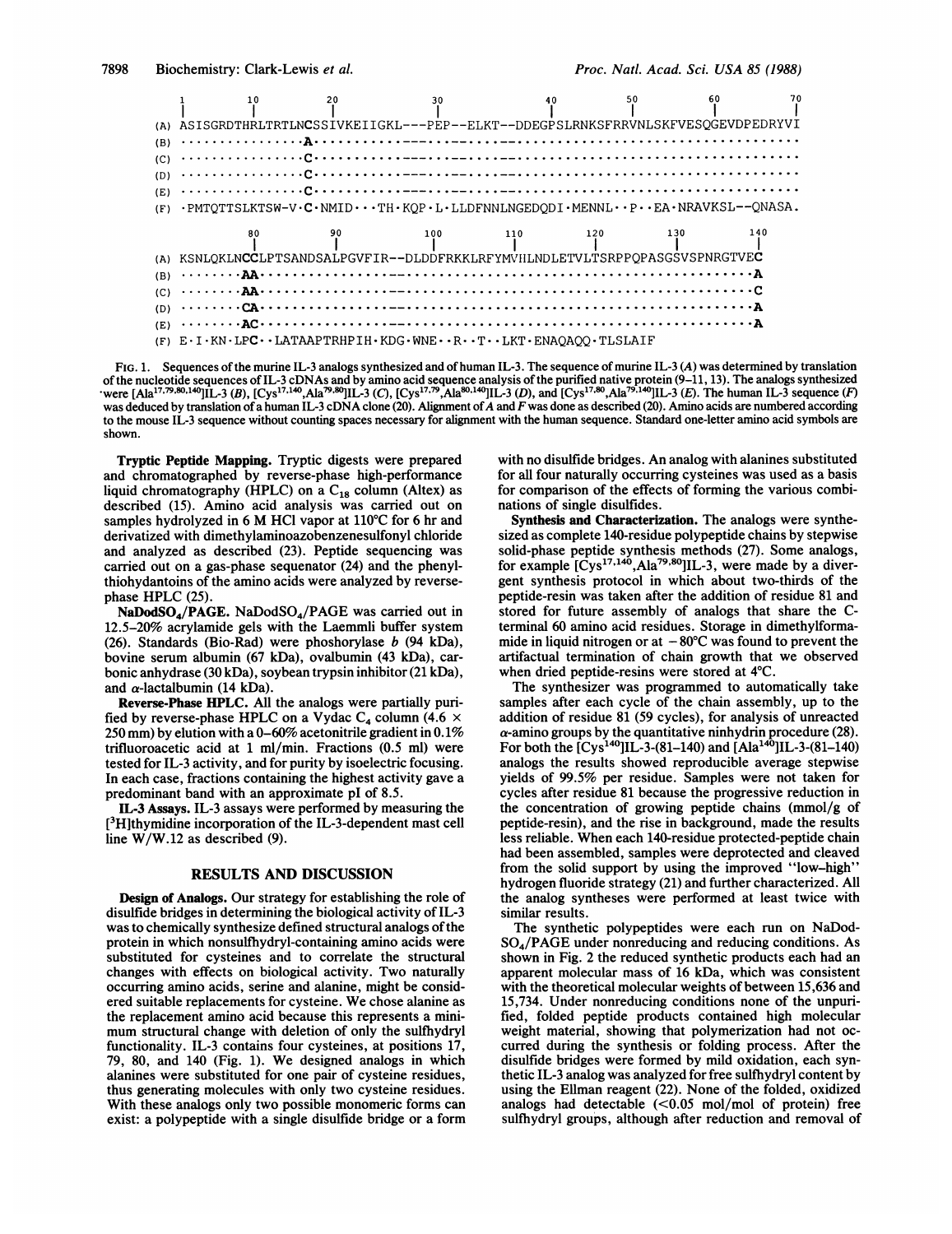```
      1         10         20          30         40         50         60         70
      |         |          |           |          |          |          |          |
(A) ASISGRDTHRLTRTLNCSSIVKEIIGKL---PEP--ELKT--DDEGPSLRNKSFRRVNLSKFVESQGEVDPEDRYVI
(B) ················A·······························································
(C) ················C·······························································
(D) ················C·······························································
(E) ················C·······························································
(F) ·PMTQTTSLKTSW-V·C·NMID···TH·KQP·L·LLDFNNLNGEDQDI·MENNL··P··EA·NRAVKSL--QNASA.

             80         90         100        110        120        130        140
             |          |          |          |          |          |          |
(A) KSNLQKLNCCLPTSANDSALPGVFIR--DLDDFRKKLRFYMVHLNDLETVLTSRPPQPASGSVSPNRGTVEC
(B) ········AA··························································A
(C) ········AA··························································C
(D) ········CA··························································A
(E) ········AC··························································A
(F) E·I·KN·LPC··LATAAPTRHPIH·KDG·WNE··R··T··LKT·ENAQAQQ·TLSLAIF
```

FIG. 1. Sequences of the murine IL-3 analogs synthesized and of human IL-3. The sequence of murine IL-3 (*A*) was determined by translation of the nucleotide sequences of IL-3 cDNAs and by amino acid sequence analysis of the purified native protein (9–11, 13). The analogs synthesized were [Ala[17,79,80,140]]IL-3 (*B*), [Cys[17,140],Ala[79,80]]IL-3 (*C*), [Cys[17,79],Ala[80,140]]IL-3 (*D*), and [Cys[17,80],Ala[79,140]]IL-3 (*E*). The human IL-3 sequence (*F*) was deduced by translation of a human IL-3 cDNA clone (20). Alignment of *A* and *F* was done as described (20). Amino acids are numbered according to the mouse IL-3 sequence without counting spaces necessary for alignment with the human sequence. Standard one-letter amino acid symbols are shown.

**Tryptic Peptide Mapping.** Tryptic digests were prepared and chromatographed by reverse-phase high-performance liquid chromatography (HPLC) on a $C_{18}$ column (Altex) as described (15). Amino acid analysis was carried out on samples hydrolyzed in 6 M HCl vapor at 110°C for 6 hr and derivatized with dimethylaminoazobenzenesulfonyl chloride and analyzed as described (23). Peptide sequencing was carried out on a gas-phase sequenator (24) and the phenylthiohydantoins of the amino acids were analyzed by reverse-phase HPLC (25).

**NaDodSO$_4$/PAGE.** NaDodSO$_4$/PAGE was carried out in 12.5–20% acrylamide gels with the Laemmli buffer system (26). Standards (Bio-Rad) were phoshorylase *b* (94 kDa), bovine serum albumin (67 kDa), ovalbumin (43 kDa), carbonic anhydrase (30 kDa), soybean trypsin inhibitor (21 kDa), and α-lactalbumin (14 kDa).

**Reverse-Phase HPLC.** All the analogs were partially purified by reverse-phase HPLC on a Vydac $C_4$ column (4.6 × 250 mm) by elution with a 0–60% acetonitrile gradient in 0.1% trifluoroacetic acid at 1 ml/min. Fractions (0.5 ml) were tested for IL-3 activity, and for purity by isoelectric focusing. In each case, fractions containing the highest activity gave a predominant band with an approximate pI of 8.5.

**IL-3 Assays.** IL-3 assays were performed by measuring the [$^3$H]thymidine incorporation of the IL-3-dependent mast cell line W/W.12 as described (9).

## RESULTS AND DISCUSSION

**Design of Analogs.** Our strategy for establishing the role of disulfide bridges in determining the biological activity of IL-3 was to chemically synthesize defined structural analogs of the protein in which nonsulfhydryl-containing amino acids were substituted for cysteines and to correlate the structural changes with effects on biological activity. Two naturally occurring amino acids, serine and alanine, might be considered suitable replacements for cysteine. We chose alanine as the replacement amino acid because this represents a minimum structural change with deletion of only the sulfhydryl functionality. IL-3 contains four cysteines, at positions 17, 79, 80, and 140 (Fig. 1). We designed analogs in which alanines were substituted for one pair of cysteine residues, thus generating molecules with only two cysteine residues. With these analogs only two possible monomeric forms can exist: a polypeptide with a single disulfide bridge or a form with no disulfide bridges. An analog with alanines substituted for all four naturally occurring cysteines was used as a basis for comparison of the effects of forming the various combinations of single disulfides.

**Synthesis and Characterization.** The analogs were synthesized as complete 140-residue polypeptide chains by stepwise solid-phase peptide synthesis methods (27). Some analogs, for example [Cys[17,140],Ala[79,80]]IL-3, were made by a divergent synthesis protocol in which about two-thirds of the peptide-resin was taken after the addition of residue 81 and stored for future assembly of analogs that share the C-terminal 60 amino acid residues. Storage in dimethylformamide in liquid nitrogen or at −80°C was found to prevent the artifactual termination of chain growth that we observed when dried peptide-resins were stored at 4°C.

The synthesizer was programmed to automatically take samples after each cycle of the chain assembly, up to the addition of residue 81 (59 cycles), for analysis of unreacted α-amino groups by the quantitative ninhydrin procedure (28). For both the [Cys[140]]IL-3-(81–140) and [Ala[140]]IL-3-(81–140) analogs the results showed reproducible average stepwise yields of 99.5% per residue. Samples were not taken for cycles after residue 81 because the progressive reduction in the concentration of growing peptide chains (mmol/g of peptide-resin), and the rise in background, made the results less reliable. When each 140-residue protected-peptide chain had been assembled, samples were deprotected and cleaved from the solid support by using the improved "low–high" hydrogen fluoride strategy (21) and further characterized. All the analog syntheses were performed at least twice with similar results.

The synthetic polypeptides were each run on NaDodSO$_4$/PAGE under nonreducing and reducing conditions. As shown in Fig. 2 the reduced synthetic products each had an apparent molecular mass of 16 kDa, which was consistent with the theoretical molecular weights of between 15,636 and 15,734. Under nonreducing conditions none of the unpurified, folded peptide products contained high molecular weight material, showing that polymerization had not occurred during the synthesis or folding process. After the disulfide bridges were formed by mild oxidation, each synthetic IL-3 analog was analyzed for free sulfhydryl content by using the Ellman reagent (22). None of the folded, oxidized analogs had detectable (<0.05 mol/mol of protein) free sulfhydryl groups, although after reduction and removal of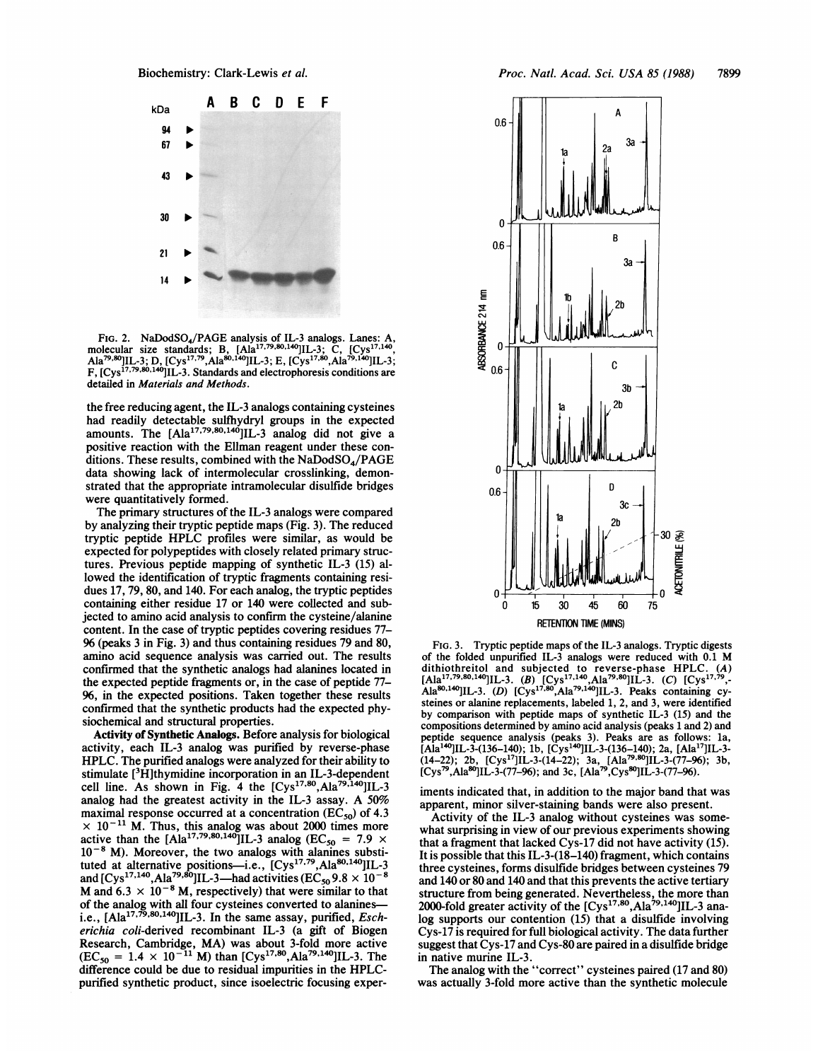kDa

A B C D E F

94
67
43
30
21
14

FIG. 2. NaDodSO$_4$/PAGE analysis of IL-3 analogs. Lanes: A, molecular size standards; B, [Ala$^{17,79,80,140}$]IL-3; C, [Cys$^{17,140}$, Ala$^{79,80}$]IL-3; D, [Cys$^{17,79}$,Ala$^{80,140}$]IL-3; E, [Cys$^{17,80}$,Ala$^{79,140}$]IL-3; F, [Cys$^{17,79,80,140}$]IL-3. Standards and electrophoresis conditions are detailed in *Materials and Methods*.

the free reducing agent, the IL-3 analogs containing cysteines had readily detectable sulfhydryl groups in the expected amounts. The [Ala$^{17,79,80,140}$]IL-3 analog did not give a positive reaction with the Ellman reagent under these conditions. These results, combined with the NaDodSO$_4$/PAGE data showing lack of intermolecular crosslinking, demonstrated that the appropriate intramolecular disulfide bridges were quantitatively formed.

The primary structures of the IL-3 analogs were compared by analyzing their tryptic peptide maps (Fig. 3). The reduced tryptic peptide HPLC profiles were similar, as would be expected for polypeptides with closely related primary structures. Previous peptide mapping of synthetic IL-3 (15) allowed the identification of tryptic fragments containing residues 17, 79, 80, and 140. For each analog, the tryptic peptides containing either residue 17 or 140 were collected and subjected to amino acid analysis to confirm the cysteine/alanine content. In the case of tryptic peptides covering residues 77–96 (peaks 3 in Fig. 3) and thus containing residues 79 and 80, amino acid sequence analysis was carried out. The results confirmed that the synthetic analogs had alanines located in the expected peptide fragments or, in the case of peptide 77–96, in the expected positions. Taken together these results confirmed that the synthetic products had the expected physiochemical and structural properties.

**Activity of Synthetic Analogs.** Before analysis for biological activity, each IL-3 analog was purified by reverse-phase HPLC. The purified analogs were analyzed for their ability to stimulate [$^3$H]thymidine incorporation in an IL-3-dependent cell line. As shown in Fig. 4 the [Cys$^{17,80}$,Ala$^{79,140}$]IL-3 analog had the greatest activity in the IL-3 assay. A 50% maximal response occurred at a concentration (EC$_{50}$) of 4.3 $\times$ 10$^{-11}$ M. Thus, this analog was about 2000 times more active than the [Ala$^{17,79,80,140}$]IL-3 analog (EC$_{50}$ = 7.9 $\times$ 10$^{-8}$ M). Moreover, the two analogs with alanines substituted at alternative positions—i.e., [Cys$^{17,79}$,Ala$^{80,140}$]IL-3 and [Cys$^{17,140}$,Ala$^{79,80}$]IL-3—had activities (EC$_{50}$ 9.8 $\times$ 10$^{-8}$ M and 6.3 $\times$ 10$^{-8}$ M, respectively) that were similar to that of the analog with all four cysteines converted to alanines—i.e., [Ala$^{17,79,80,140}$]IL-3. In the same assay, purified, *Escherichia coli*-derived recombinant IL-3 (a gift of Biogen Research, Cambridge, MA) was about 3-fold more active (EC$_{50}$ = 1.4 $\times$ 10$^{-11}$ M) than [Cys$^{17,80}$,Ala$^{79,140}$]IL-3. The difference could be due to residual impurities in the HPLC-purified synthetic product, since isoelectric focusing experiments indicated that, in addition to the major band that was apparent, minor silver-staining bands were also present.

A
B
C
D
1a 2a 3a
1b 2b 3a
1a 2b 3b
1a 2b 3c
0.6
0
ABSORBANCE 214 nm
30
0
ACETONITRILE (%)
0 15 30 45 60 75
RETENTION TIME (MINS)

FIG. 3. Tryptic peptide maps of the IL-3 analogs. Tryptic digests of the folded unpurified IL-3 analogs were reduced with 0.1 M dithiothreitol and subjected to reverse-phase HPLC. (*A*) [Ala$^{17,79,80,140}$]IL-3. (*B*) [Cys$^{17,140}$,Ala$^{79,80}$]IL-3. (*C*) [Cys$^{17,79}$,Ala$^{80,140}$]IL-3. (*D*) [Cys$^{17,80}$,Ala$^{79,140}$]IL-3. Peaks containing cysteines or alanine replacements, labeled 1, 2, and 3, were identified by comparison with peptide maps of synthetic IL-3 (15) and the compositions determined by amino acid analysis (peaks 1 and 2) and peptide sequence analysis (peaks 3). Peaks are as follows: 1a, [Ala$^{140}$]IL-3-(136–140); 1b, [Cys$^{140}$]IL-3-(136–140); 2a, [Ala$^{17}$]IL-3-(14–22); 2b, [Cys$^{17}$]IL-3-(14–22); 3a, [Ala$^{79,80}$]IL-3-(77–96); 3b, [Cys$^{79}$,Ala$^{80}$]IL-3-(77–96); and 3c, [Ala$^{79}$,Cys$^{80}$]IL-3-(77–96).

Activity of the IL-3 analog without cysteines was somewhat surprising in view of our previous experiments showing that a fragment that lacked Cys-17 did not have activity (15). It is possible that this IL-3-(18–140) fragment, which contains three cysteines, forms disulfide bridges between cysteines 79 and 140 or 80 and 140 and that this prevents the active tertiary structure from being generated. Nevertheless, the more than 2000-fold greater activity of the [Cys$^{17,80}$,Ala$^{79,140}$]IL-3 analog supports our contention (15) that a disulfide involving Cys-17 is required for full biological activity. The data further suggest that Cys-17 and Cys-80 are paired in a disulfide bridge in native murine IL-3.

The analog with the "correct" cysteines paired (17 and 80) was actually 3-fold more active than the synthetic molecule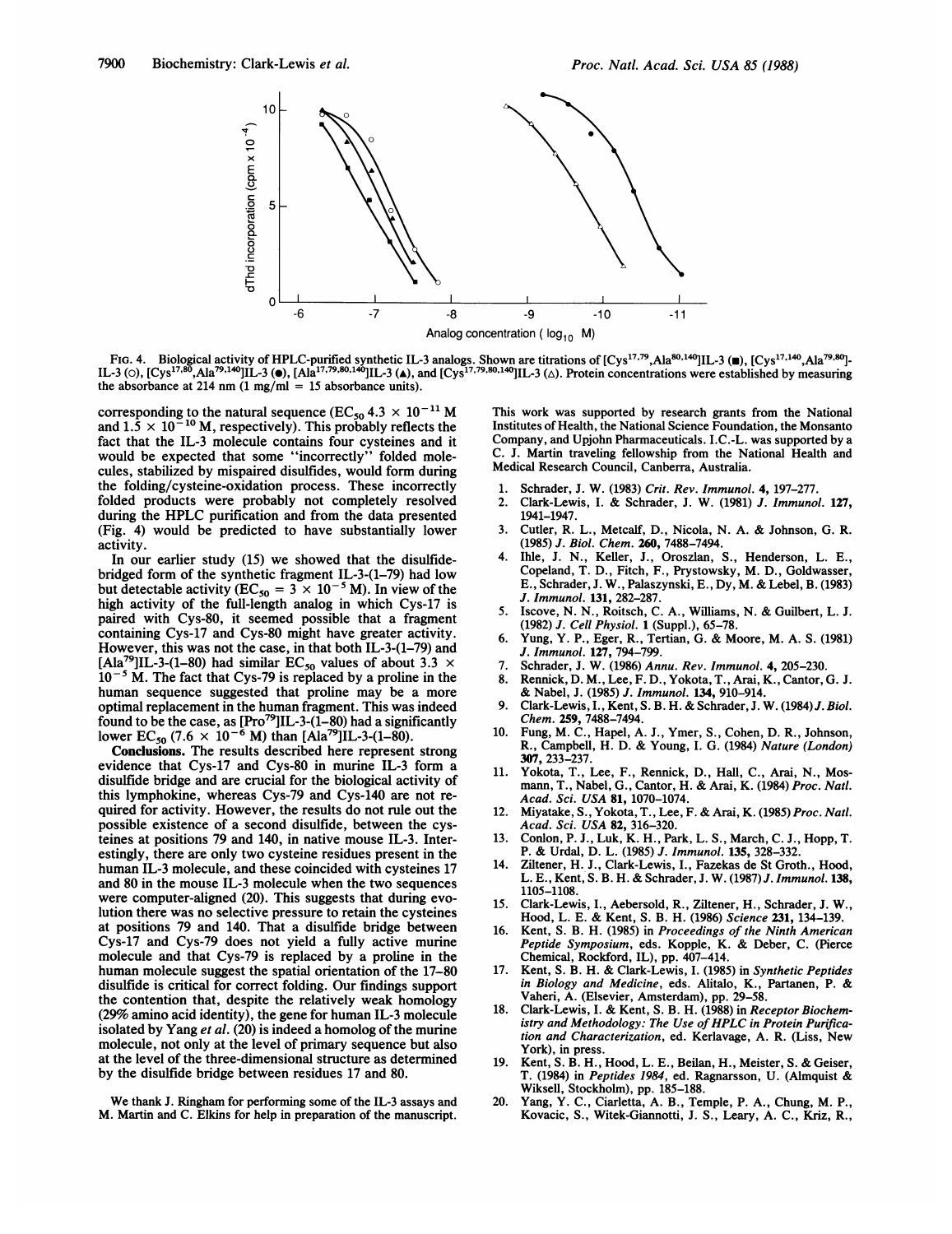10

5

0

-6

-7

-8

-9

-10

-11

dThd incorporation (cpm × $10^{-4}$)

Analog concentration ( $\log_{10}$ M)

FIG. 4. Biological activity of HPLC-purified synthetic IL-3 analogs. Shown are titrations of [$Cys^{17,79}$,$Ala^{80,140}$]IL-3 (■), [$Cys^{17,140}$,$Ala^{79,80}$]-IL-3 (○), [$Cys^{17,80}$,$Ala^{79,140}$]IL-3 (●), [$Ala^{17,79,80,140}$]IL-3 (▲), and [$Cys^{17,79,80,140}$]IL-3 (△). Protein concentrations were established by measuring the absorbance at 214 nm (1 mg/ml = 15 absorbance units).

corresponding to the natural sequence ($EC_{50}$ $4.3 \times 10^{-11}$ M and $1.5 \times 10^{-10}$ M, respectively). This probably reflects the fact that the IL-3 molecule contains four cysteines and it would be expected that some "incorrectly" folded molecules, stabilized by mispaired disulfides, would form during the folding/cysteine-oxidation process. These incorrectly folded products were probably not completely resolved during the HPLC purification and from the data presented (Fig. 4) would be predicted to have substantially lower activity.

In our earlier study (15) we showed that the disulfide-bridged form of the synthetic fragment IL-3-(1–79) had low but detectable activity ($EC_{50}$ = $3 \times 10^{-5}$ M). In view of the high activity of the full-length analog in which Cys-17 is paired with Cys-80, it seemed possible that a fragment containing Cys-17 and Cys-80 might have greater activity. However, this was not the case, in that both IL-3-(1–79) and [$Ala^{79}$]IL-3-(1–80) had similar $EC_{50}$ values of about $3.3 \times 10^{-5}$ M. The fact that Cys-79 is replaced by a proline in the human sequence suggested that proline may be a more optimal replacement in the human fragment. This was indeed found to be the case, as [$Pro^{79}$]IL-3-(1–80) had a significantly lower $EC_{50}$ ($7.6 \times 10^{-6}$ M) than [$Ala^{79}$]IL-3-(1–80).

**Conclusions.** The results described here represent strong evidence that Cys-17 and Cys-80 in murine IL-3 form a disulfide bridge and are crucial for the biological activity of this lymphokine, whereas Cys-79 and Cys-140 are not required for activity. However, the results do not rule out the possible existence of a second disulfide, between the cysteines at positions 79 and 140, in native mouse IL-3. Interestingly, there are only two cysteine residues present in the human IL-3 molecule, and these coincided with cysteines 17 and 80 in the mouse IL-3 molecule when the two sequences were computer-aligned (20). This suggests that during evolution there was no selective pressure to retain the cysteines at positions 79 and 140. That a disulfide bridge between Cys-17 and Cys-79 does not yield a fully active murine molecule and that Cys-79 is replaced by a proline in the human molecule suggest the spatial orientation of the 17–80 disulfide is critical for correct folding. Our findings support the contention that, despite the relatively weak homology (29% amino acid identity), the gene for human IL-3 molecule isolated by Yang *et al.* (20) is indeed a homolog of the murine molecule, not only at the level of primary sequence but also at the level of the three-dimensional structure as determined by the disulfide bridge between residues 17 and 80.

We thank J. Ringham for performing some of the IL-3 assays and M. Martin and C. Elkins for help in preparation of the manuscript.

This work was supported by research grants from the National Institutes of Health, the National Science Foundation, the Monsanto Company, and Upjohn Pharmaceuticals. I.C.-L. was supported by a C. J. Martin traveling fellowship from the National Health and Medical Research Council, Canberra, Australia.

1. Schrader, J. W. (1983) *Crit. Rev. Immunol.* **4,** 197–277.
2. Clark-Lewis, I. & Schrader, J. W. (1981) *J. Immunol.* **127,** 1941–1947.
3. Cutler, R. L., Metcalf, D., Nicola, N. A. & Johnson, G. R. (1985) *J. Biol. Chem.* **260,** 7488–7494.
4. Ihle, J. N., Keller, J., Oroszlan, S., Henderson, L. E., Copeland, T. D., Fitch, F., Prystowsky, M. D., Goldwasser, E., Schrader, J. W., Palaszynski, E., Dy, M. & Lebel, B. (1983) *J. Immunol.* **131,** 282–287.
5. Iscove, N. N., Roitsch, C. A., Williams, N. & Guilbert, L. J. (1982) *J. Cell Physiol.* **1** (Suppl.), 65–78.
6. Yung, Y. P., Eger, R., Tertian, G. & Moore, M. A. S. (1981) *J. Immunol.* **127,** 794–799.
7. Schrader, J. W. (1986) *Annu. Rev. Immunol.* **4,** 205–230.
8. Rennick, D. M., Lee, F. D., Yokota, T., Arai, K., Cantor, G. J. & Nabel, J. (1985) *J. Immunol.* **134,** 910–914.
9. Clark-Lewis, I., Kent, S. B. H. & Schrader, J. W. (1984) *J. Biol. Chem.* **259,** 7488–7494.
10. Fung, M. C., Hapel, A. J., Ymer, S., Cohen, D. R., Johnson, R., Campbell, H. D. & Young, I. G. (1984) *Nature (London)* **307,** 233–237.
11. Yokota, T., Lee, F., Rennick, D., Hall, C., Arai, N., Mosmann, T., Nabel, G., Cantor, H. & Arai, K. (1984) *Proc. Natl. Acad. Sci. USA* **81,** 1070–1074.
12. Miyatake, S., Yokota, T., Lee, F. & Arai, K. (1985) *Proc. Natl. Acad. Sci. USA* **82,** 316–320.
13. Conlon, P. J., Luk, K. H., Park, L. S., March, C. J., Hopp, T. P. & Urdal, D. L. (1985) *J. Immunol.* **135,** 328–332.
14. Ziltener, H. J., Clark-Lewis, I., Fazekas de St Groth., Hood, L. E., Kent, S. B. H. & Schrader, J. W. (1987) *J. Immunol.* **138,** 1105–1108.
15. Clark-Lewis, I., Aebersold, R., Ziltener, H., Schrader, J. W., Hood, L. E. & Kent, S. B. H. (1986) *Science* **231,** 134–139.
16. Kent, S. B. H. (1985) in *Proceedings of the Ninth American Peptide Symposium*, eds. Kopple, K. & Deber, C. (Pierce Chemical, Rockford, IL), pp. 407–414.
17. Kent, S. B. H. & Clark-Lewis, I. (1985) in *Synthetic Peptides in Biology and Medicine*, eds. Alitalo, K., Partanen, P. & Vaheri, A. (Elsevier, Amsterdam), pp. 29–58.
18. Clark-Lewis, I. & Kent, S. B. H. (1988) in *Receptor Biochemistry and Methodology: The Use of HPLC in Protein Purification and Characterization*, ed. Kerlavage, A. R. (Liss, New York), in press.
19. Kent, S. B. H., Hood, L. E., Beilan, H., Meister, S. & Geiser, T. (1984) in *Peptides 1984*, ed. Ragnarsson, U. (Almquist & Wiksell, Stockholm), pp. 185–188.
20. Yang, Y. C., Ciarletta, A. B., Temple, P. A., Chung, M. P., Kovacic, S., Witek-Giannotti, J. S., Leary, A. C., Kriz, R.,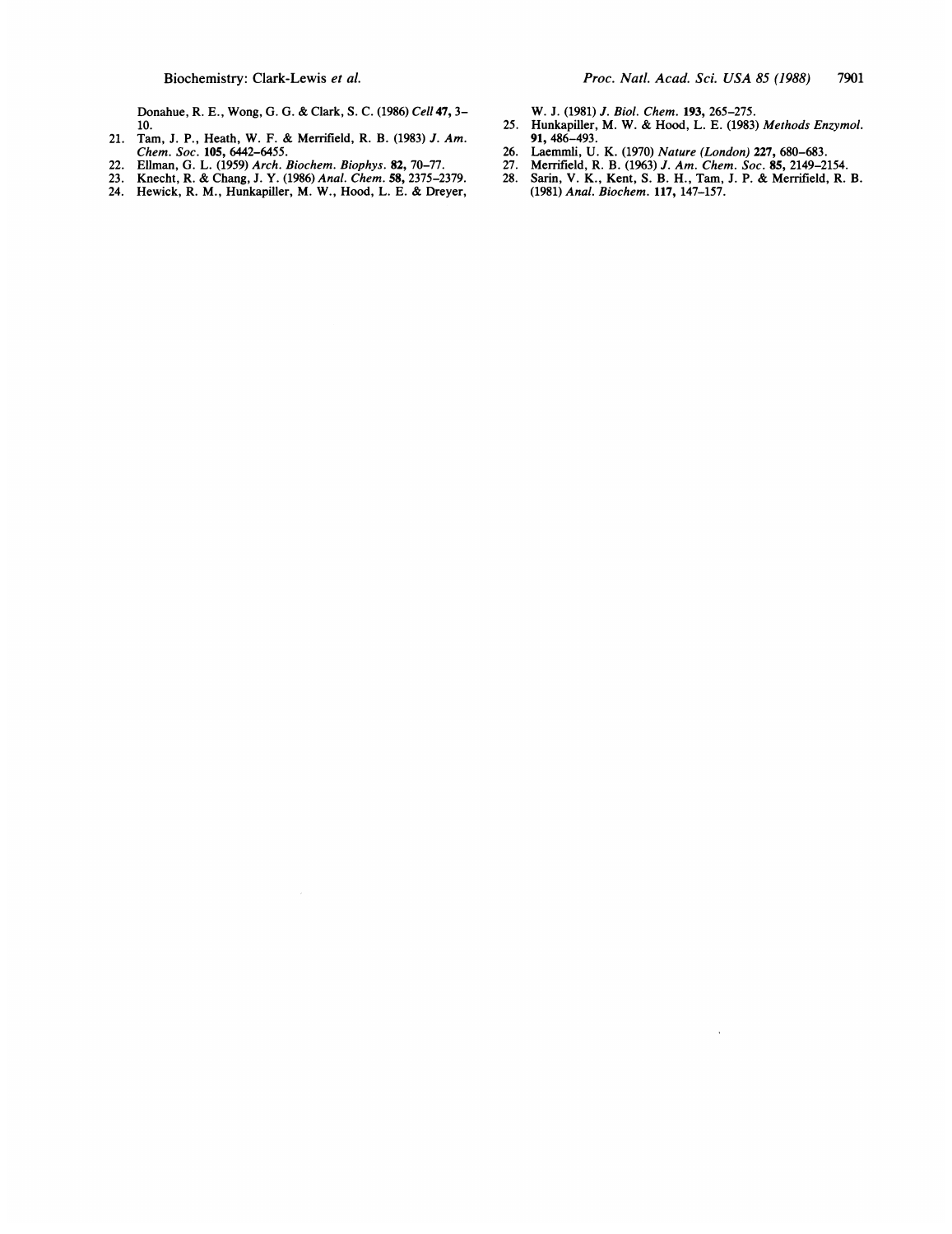Donahue, R. E., Wong, G. G. & Clark, S. C. (1986) *Cell* **47,** 3–10.

21. Tam, J. P., Heath, W. F. & Merrifield, R. B. (1983) *J. Am. Chem. Soc.* **105,** 6442–6455.
22. Ellman, G. L. (1959) *Arch. Biochem. Biophys.* **82,** 70–77.
23. Knecht, R. & Chang, J. Y. (1986) *Anal. Chem.* **58,** 2375–2379.
24. Hewick, R. M., Hunkapiller, M. W., Hood, L. E. & Dreyer, W. J. (1981) *J. Biol. Chem.* **193,** 265–275.
25. Hunkapiller, M. W. & Hood, L. E. (1983) *Methods Enzymol.* **91,** 486–493.
26. Laemmli, U. K. (1970) *Nature (London)* **227,** 680–683.
27. Merrifield, R. B. (1963) *J. Am. Chem. Soc.* **85,** 2149–2154.
28. Sarin, V. K., Kent, S. B. H., Tam, J. P. & Merrifield, R. B. (1981) *Anal. Biochem.* **117,** 147–157.